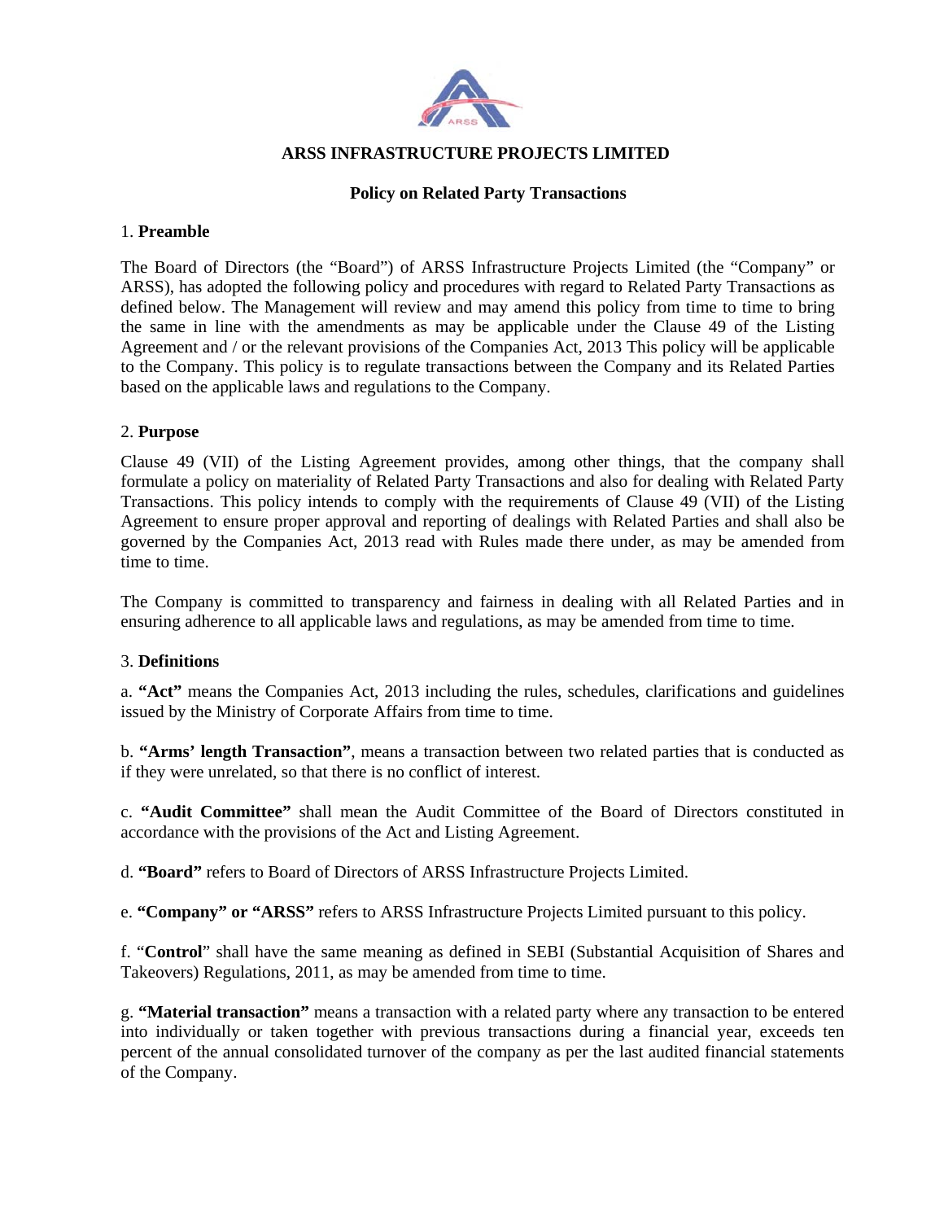# ARSS INFRASTRUCTURE PROJECTS LIMITED

## Policy on Related Party Transactions

1. **Preamble**

The Board of Directors (the "Board") of ARSS Infrastructure Projects Limited (the "Company" or ARSS), has adopted the following policy and procedures with regard to Related Party Transactions as defined below. The Management will review and may amend this policy from time to time to bring the same in line with the amendments as may be applicable under the Clause 49 of the Listing Agreement and / or the relevant provisions of the Companies Act, 2013 This policy will be applicable to the Company. This policy is to regulate transactions between the Company and its Related Parties based on the applicable laws and regulations to the Company.

2. **Purpose**

Clause 49 (VII) of the Listing Agreement provides, among other things, that the company shall formulate a policy on materiality of Related Party Transactions and also for dealing with Related Party Transactions. This policy intends to comply with the requirements of Clause 49 (VII) of the Listing Agreement to ensure proper approval and reporting of dealings with Related Parties and shall also be governed by the Companies Act, 2013 read with Rules made there under, as may be amended from time to time.

The Company is committed to transparency and fairness in dealing with all Related Parties and in ensuring adherence to all applicable laws and regulations, as may be amended from time to time.

3. **Definitions**

a. **"Act"** means the Companies Act, 2013 including the rules, schedules, clarifications and guidelines issued by the Ministry of Corporate Affairs from time to time.

b. **"Arms' length Transaction"**, means a transaction between two related parties that is conducted as if they were unrelated, so that there is no conflict of interest.

c. **"Audit Committee"** shall mean the Audit Committee of the Board of Directors constituted in accordance with the provisions of the Act and Listing Agreement.

d. **"Board"** refers to Board of Directors of ARSS Infrastructure Projects Limited.

e. **"Company" or "ARSS"** refers to ARSS Infrastructure Projects Limited pursuant to this policy.

f. "**Control**" shall have the same meaning as defined in SEBI (Substantial Acquisition of Shares and Takeovers) Regulations, 2011, as may be amended from time to time.

g. **"Material transaction"** means a transaction with a related party where any transaction to be entered into individually or taken together with previous transactions during a financial year, exceeds ten percent of the annual consolidated turnover of the company as per the last audited financial statements of the Company.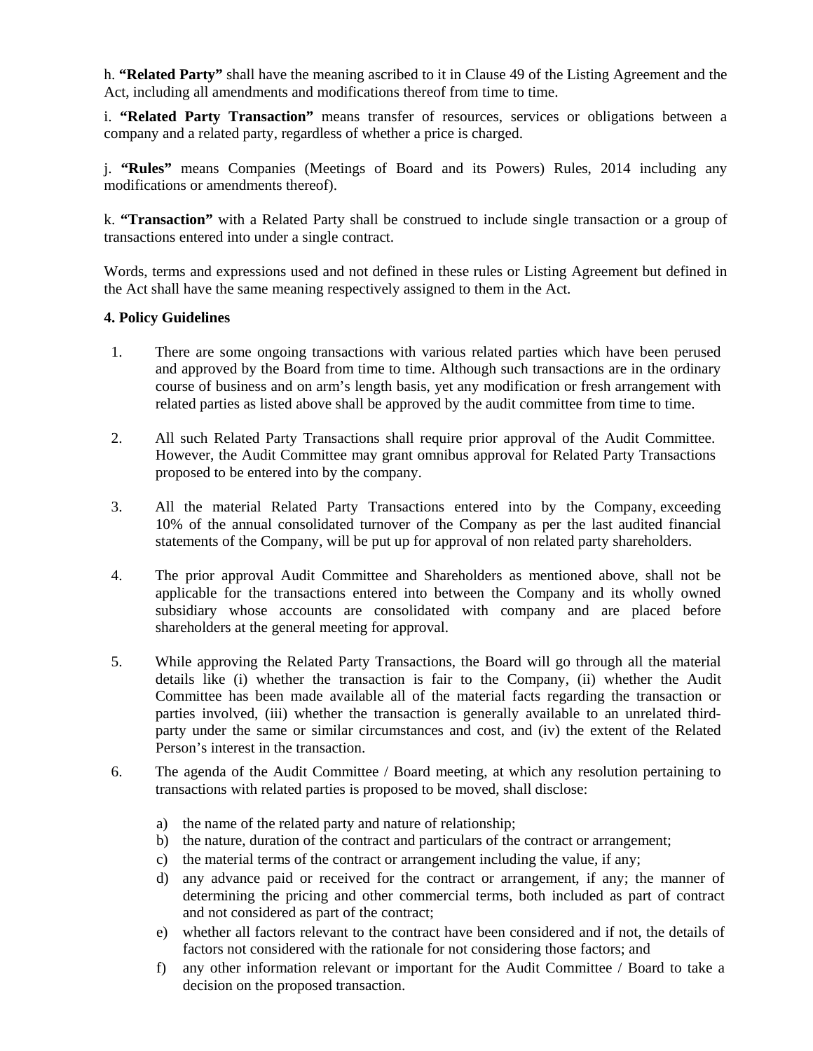h. **"Related Party"** shall have the meaning ascribed to it in Clause 49 of the Listing Agreement and the Act, including all amendments and modifications thereof from time to time.

i. **"Related Party Transaction"** means transfer of resources, services or obligations between a company and a related party, regardless of whether a price is charged.

j. **"Rules"** means Companies (Meetings of Board and its Powers) Rules, 2014 including any modifications or amendments thereof).

k. **"Transaction"** with a Related Party shall be construed to include single transaction or a group of transactions entered into under a single contract.

Words, terms and expressions used and not defined in these rules or Listing Agreement but defined in the Act shall have the same meaning respectively assigned to them in the Act.

**4. Policy Guidelines**

1. There are some ongoing transactions with various related parties which have been perused and approved by the Board from time to time. Although such transactions are in the ordinary course of business and on arm's length basis, yet any modification or fresh arrangement with related parties as listed above shall be approved by the audit committee from time to time.

2. All such Related Party Transactions shall require prior approval of the Audit Committee. However, the Audit Committee may grant omnibus approval for Related Party Transactions proposed to be entered into by the company.

3. All the material Related Party Transactions entered into by the Company, exceeding 10% of the annual consolidated turnover of the Company as per the last audited financial statements of the Company, will be put up for approval of non related party shareholders.

4. The prior approval Audit Committee and Shareholders as mentioned above, shall not be applicable for the transactions entered into between the Company and its wholly owned subsidiary whose accounts are consolidated with company and are placed before shareholders at the general meeting for approval.

5. While approving the Related Party Transactions, the Board will go through all the material details like (i) whether the transaction is fair to the Company, (ii) whether the Audit Committee has been made available all of the material facts regarding the transaction or parties involved, (iii) whether the transaction is generally available to an unrelated third-party under the same or similar circumstances and cost, and (iv) the extent of the Related Person's interest in the transaction.

6. The agenda of the Audit Committee / Board meeting, at which any resolution pertaining to transactions with related parties is proposed to be moved, shall disclose:

   a) the name of the related party and nature of relationship;
   b) the nature, duration of the contract and particulars of the contract or arrangement;
   c) the material terms of the contract or arrangement including the value, if any;
   d) any advance paid or received for the contract or arrangement, if any; the manner of determining the pricing and other commercial terms, both included as part of contract and not considered as part of the contract;
   e) whether all factors relevant to the contract have been considered and if not, the details of factors not considered with the rationale for not considering those factors; and
   f) any other information relevant or important for the Audit Committee / Board to take a decision on the proposed transaction.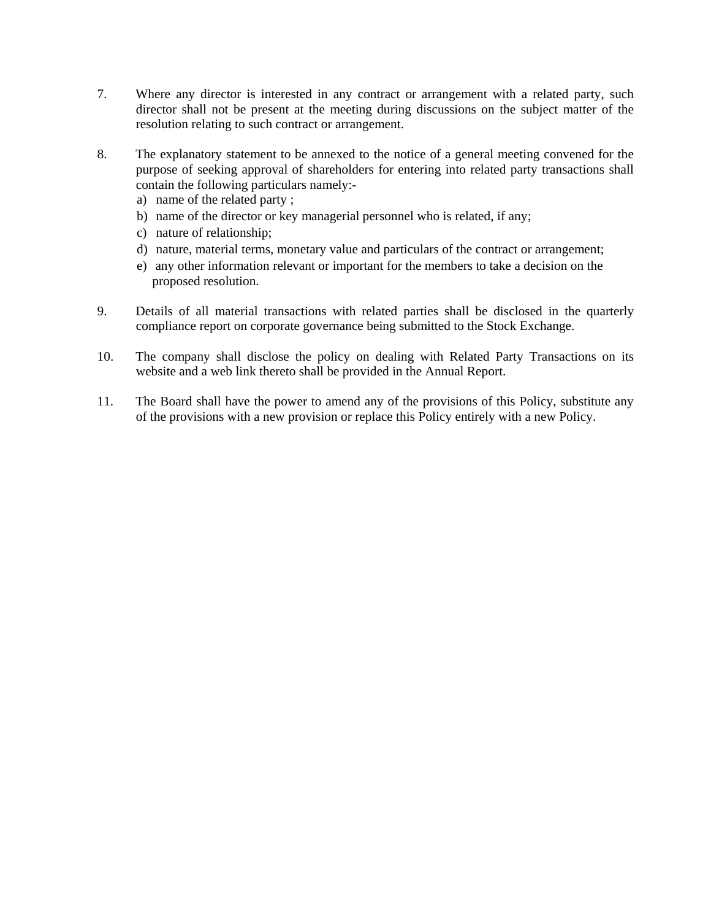7. Where any director is interested in any contract or arrangement with a related party, such director shall not be present at the meeting during discussions on the subject matter of the resolution relating to such contract or arrangement.

8. The explanatory statement to be annexed to the notice of a general meeting convened for the purpose of seeking approval of shareholders for entering into related party transactions shall contain the following particulars namely:-
   a) name of the related party ;
   b) name of the director or key managerial personnel who is related, if any;
   c) nature of relationship;
   d) nature, material terms, monetary value and particulars of the contract or arrangement;
   e) any other information relevant or important for the members to take a decision on the proposed resolution.

9. Details of all material transactions with related parties shall be disclosed in the quarterly compliance report on corporate governance being submitted to the Stock Exchange.

10. The company shall disclose the policy on dealing with Related Party Transactions on its website and a web link thereto shall be provided in the Annual Report.

11. The Board shall have the power to amend any of the provisions of this Policy, substitute any of the provisions with a new provision or replace this Policy entirely with a new Policy.